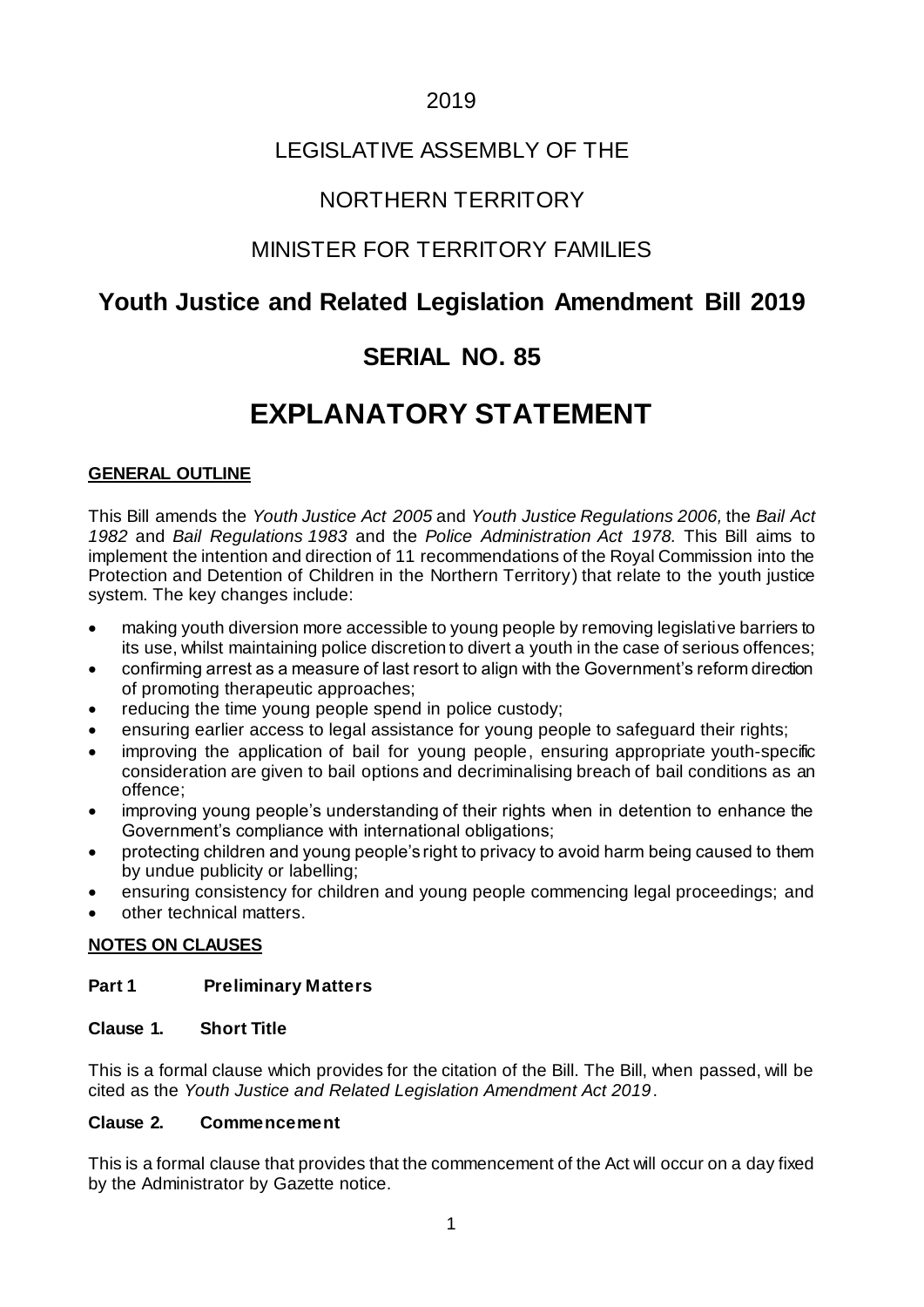2019

LEGISLATIVE ASSEMBLY OF THE

NORTHERN TERRITORY

MINISTER FOR TERRITORY FAMILIES

## Youth Justice and Related Legislation Amendment Bill 2019

## SERIAL NO. 85

# EXPLANATORY STATEMENT

**GENERAL OUTLINE**

This Bill amends the *Youth Justice Act 2005* and *Youth Justice Regulations 2006,* the *Bail Act 1982* and *Bail Regulations 1983* and the *Police Administration Act 1978.* This Bill aims to implement the intention and direction of 11 recommendations of the Royal Commission into the Protection and Detention of Children in the Northern Territory) that relate to the youth justice system. The key changes include:

- making youth diversion more accessible to young people by removing legislative barriers to its use, whilst maintaining police discretion to divert a youth in the case of serious offences;
- confirming arrest as a measure of last resort to align with the Government's reform direction of promoting therapeutic approaches;
- reducing the time young people spend in police custody;
- ensuring earlier access to legal assistance for young people to safeguard their rights;
- improving the application of bail for young people, ensuring appropriate youth-specific consideration are given to bail options and decriminalising breach of bail conditions as an offence;
- improving young people's understanding of their rights when in detention to enhance the Government's compliance with international obligations;
- protecting children and young people's right to privacy to avoid harm being caused to them by undue publicity or labelling;
- ensuring consistency for children and young people commencing legal proceedings; and
- other technical matters.

**NOTES ON CLAUSES**

### Part 1 Preliminary Matters

#### Clause 1. Short Title

This is a formal clause which provides for the citation of the Bill. The Bill, when passed, will be cited as the *Youth Justice and Related Legislation Amendment Act 2019*.

#### Clause 2. Commencement

This is a formal clause that provides that the commencement of the Act will occur on a day fixed by the Administrator by Gazette notice.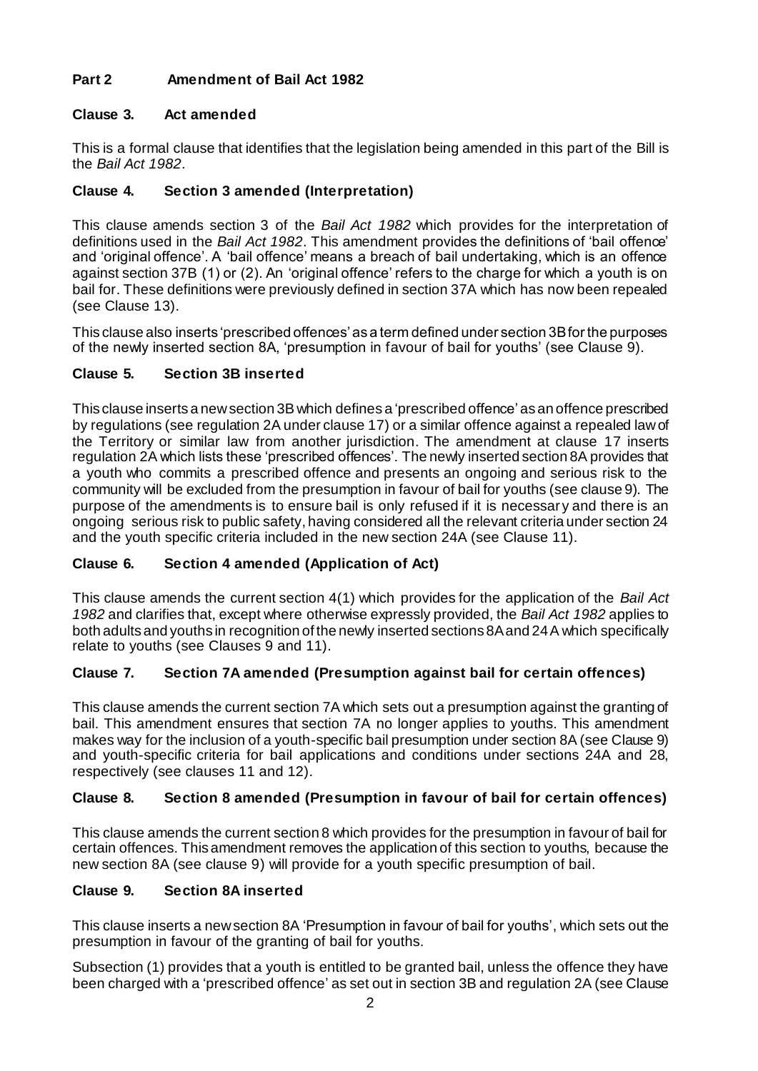## Part 2 Amendment of Bail Act 1982

### Clause 3. Act amended

This is a formal clause that identifies that the legislation being amended in this part of the Bill is the *Bail Act 1982*.

### Clause 4. Section 3 amended (Interpretation)

This clause amends section 3 of the *Bail Act 1982* which provides for the interpretation of definitions used in the *Bail Act 1982*. This amendment provides the definitions of 'bail offence' and 'original offence'. A 'bail offence' means a breach of bail undertaking, which is an offence against section 37B (1) or (2). An 'original offence' refers to the charge for which a youth is on bail for. These definitions were previously defined in section 37A which has now been repealed (see Clause 13).

This clause also inserts 'prescribed offences' as a term defined under section 3B for the purposes of the newly inserted section 8A, 'presumption in favour of bail for youths' (see Clause 9).

### Clause 5. Section 3B inserted

This clause inserts a new section 3B which defines a 'prescribed offence' as an offence prescribed by regulations (see regulation 2A under clause 17) or a similar offence against a repealed law of the Territory or similar law from another jurisdiction. The amendment at clause 17 inserts regulation 2A which lists these 'prescribed offences'. The newly inserted section 8A provides that a youth who commits a prescribed offence and presents an ongoing and serious risk to the community will be excluded from the presumption in favour of bail for youths (see clause 9). The purpose of the amendments is to ensure bail is only refused if it is necessary and there is an ongoing serious risk to public safety, having considered all the relevant criteria under section 24 and the youth specific criteria included in the new section 24A (see Clause 11).

### Clause 6. Section 4 amended (Application of Act)

This clause amends the current section 4(1) which provides for the application of the *Bail Act 1982* and clarifies that, except where otherwise expressly provided, the *Bail Act 1982* applies to both adults and youths in recognition of the newly inserted sections 8A and 24A which specifically relate to youths (see Clauses 9 and 11).

### Clause 7. Section 7A amended (Presumption against bail for certain offences)

This clause amends the current section 7A which sets out a presumption against the granting of bail. This amendment ensures that section 7A no longer applies to youths. This amendment makes way for the inclusion of a youth-specific bail presumption under section 8A (see Clause 9) and youth-specific criteria for bail applications and conditions under sections 24A and 28, respectively (see clauses 11 and 12).

### Clause 8. Section 8 amended (Presumption in favour of bail for certain offences)

This clause amends the current section 8 which provides for the presumption in favour of bail for certain offences. This amendment removes the application of this section to youths, because the new section 8A (see clause 9) will provide for a youth specific presumption of bail.

### Clause 9. Section 8A inserted

This clause inserts a new section 8A 'Presumption in favour of bail for youths', which sets out the presumption in favour of the granting of bail for youths.

Subsection (1) provides that a youth is entitled to be granted bail, unless the offence they have been charged with a 'prescribed offence' as set out in section 3B and regulation 2A (see Clause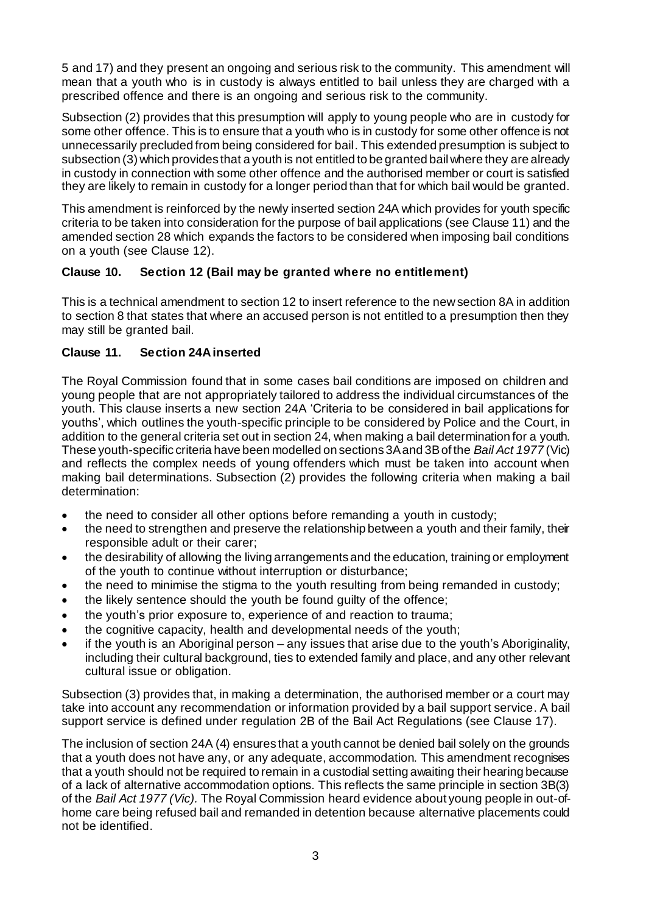5 and 17) and they present an ongoing and serious risk to the community. This amendment will mean that a youth who is in custody is always entitled to bail unless they are charged with a prescribed offence and there is an ongoing and serious risk to the community.

Subsection (2) provides that this presumption will apply to young people who are in custody for some other offence. This is to ensure that a youth who is in custody for some other offence is not unnecessarily precluded from being considered for bail. This extended presumption is subject to subsection (3) which provides that a youth is not entitled to be granted bail where they are already in custody in connection with some other offence and the authorised member or court is satisfied they are likely to remain in custody for a longer period than that for which bail would be granted.

This amendment is reinforced by the newly inserted section 24A which provides for youth specific criteria to be taken into consideration for the purpose of bail applications (see Clause 11) and the amended section 28 which expands the factors to be considered when imposing bail conditions on a youth (see Clause 12).

### Clause 10. Section 12 (Bail may be granted where no entitlement)

This is a technical amendment to section 12 to insert reference to the new section 8A in addition to section 8 that states that where an accused person is not entitled to a presumption then they may still be granted bail.

### Clause 11. Section 24A inserted

The Royal Commission found that in some cases bail conditions are imposed on children and young people that are not appropriately tailored to address the individual circumstances of the youth. This clause inserts a new section 24A 'Criteria to be considered in bail applications for youths', which outlines the youth-specific principle to be considered by Police and the Court, in addition to the general criteria set out in section 24, when making a bail determination for a youth. These youth-specific criteria have been modelled on sections 3A and 3B of the *Bail Act 1977* (Vic) and reflects the complex needs of young offenders which must be taken into account when making bail determinations. Subsection (2) provides the following criteria when making a bail determination:

- the need to consider all other options before remanding a youth in custody;
- the need to strengthen and preserve the relationship between a youth and their family, their responsible adult or their carer;
- the desirability of allowing the living arrangements and the education, training or employment of the youth to continue without interruption or disturbance;
- the need to minimise the stigma to the youth resulting from being remanded in custody;
- the likely sentence should the youth be found guilty of the offence;
- the youth's prior exposure to, experience of and reaction to trauma;
- the cognitive capacity, health and developmental needs of the youth;
- if the youth is an Aboriginal person – any issues that arise due to the youth's Aboriginality, including their cultural background, ties to extended family and place, and any other relevant cultural issue or obligation.

Subsection (3) provides that, in making a determination, the authorised member or a court may take into account any recommendation or information provided by a bail support service. A bail support service is defined under regulation 2B of the Bail Act Regulations (see Clause 17).

The inclusion of section 24A (4) ensures that a youth cannot be denied bail solely on the grounds that a youth does not have any, or any adequate, accommodation. This amendment recognises that a youth should not be required to remain in a custodial setting awaiting their hearing because of a lack of alternative accommodation options. This reflects the same principle in section 3B(3) of the *Bail Act 1977 (Vic).* The Royal Commission heard evidence about young people in out-of-home care being refused bail and remanded in detention because alternative placements could not be identified.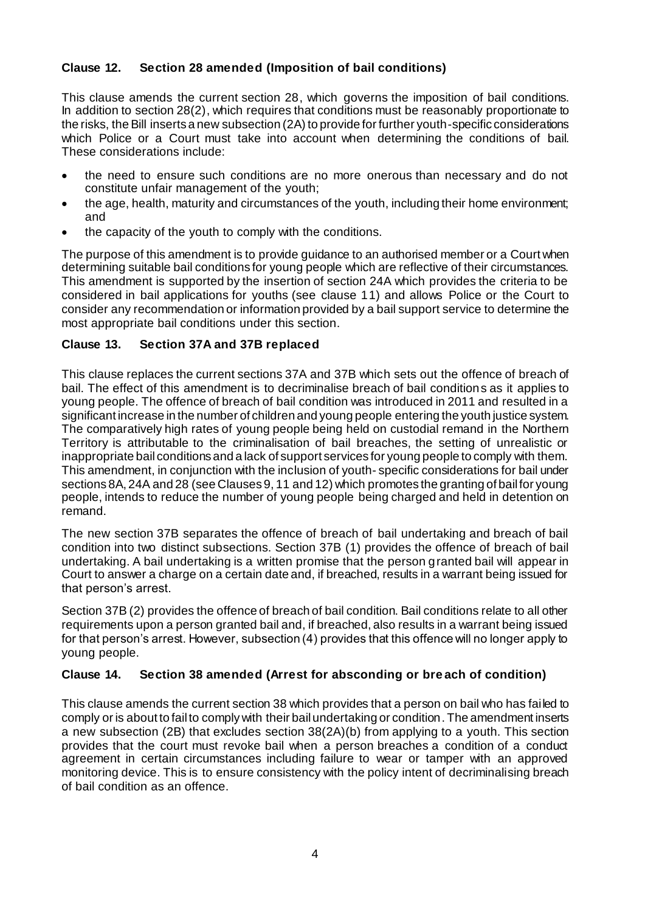### Clause 12. Section 28 amended (Imposition of bail conditions)

This clause amends the current section 28, which governs the imposition of bail conditions. In addition to section 28(2), which requires that conditions must be reasonably proportionate to the risks, the Bill inserts a new subsection (2A) to provide for further youth-specific considerations which Police or a Court must take into account when determining the conditions of bail. These considerations include:

- the need to ensure such conditions are no more onerous than necessary and do not constitute unfair management of the youth;
- the age, health, maturity and circumstances of the youth, including their home environment; and
- the capacity of the youth to comply with the conditions.

The purpose of this amendment is to provide guidance to an authorised member or a Court when determining suitable bail conditions for young people which are reflective of their circumstances. This amendment is supported by the insertion of section 24A which provides the criteria to be considered in bail applications for youths (see clause 11) and allows Police or the Court to consider any recommendation or information provided by a bail support service to determine the most appropriate bail conditions under this section.

### Clause 13. Section 37A and 37B replaced

This clause replaces the current sections 37A and 37B which sets out the offence of breach of bail. The effect of this amendment is to decriminalise breach of bail conditions as it applies to young people. The offence of breach of bail condition was introduced in 2011 and resulted in a significant increase in the number of children and young people entering the youth justice system. The comparatively high rates of young people being held on custodial remand in the Northern Territory is attributable to the criminalisation of bail breaches, the setting of unrealistic or inappropriate bail conditions and a lack of support services for young people to comply with them. This amendment, in conjunction with the inclusion of youth- specific considerations for bail under sections 8A, 24A and 28 (see Clauses 9, 11 and 12) which promotes the granting of bail for young people, intends to reduce the number of young people being charged and held in detention on remand.

The new section 37B separates the offence of breach of bail undertaking and breach of bail condition into two distinct subsections. Section 37B (1) provides the offence of breach of bail undertaking. A bail undertaking is a written promise that the person granted bail will appear in Court to answer a charge on a certain date and, if breached, results in a warrant being issued for that person's arrest.

Section 37B (2) provides the offence of breach of bail condition. Bail conditions relate to all other requirements upon a person granted bail and, if breached, also results in a warrant being issued for that person's arrest. However, subsection (4) provides that this offence will no longer apply to young people.

### Clause 14. Section 38 amended (Arrest for absconding or breach of condition)

This clause amends the current section 38 which provides that a person on bail who has failed to comply or is about to fail to comply with their bail undertaking or condition. The amendment inserts a new subsection (2B) that excludes section 38(2A)(b) from applying to a youth. This section provides that the court must revoke bail when a person breaches a condition of a conduct agreement in certain circumstances including failure to wear or tamper with an approved monitoring device. This is to ensure consistency with the policy intent of decriminalising breach of bail condition as an offence.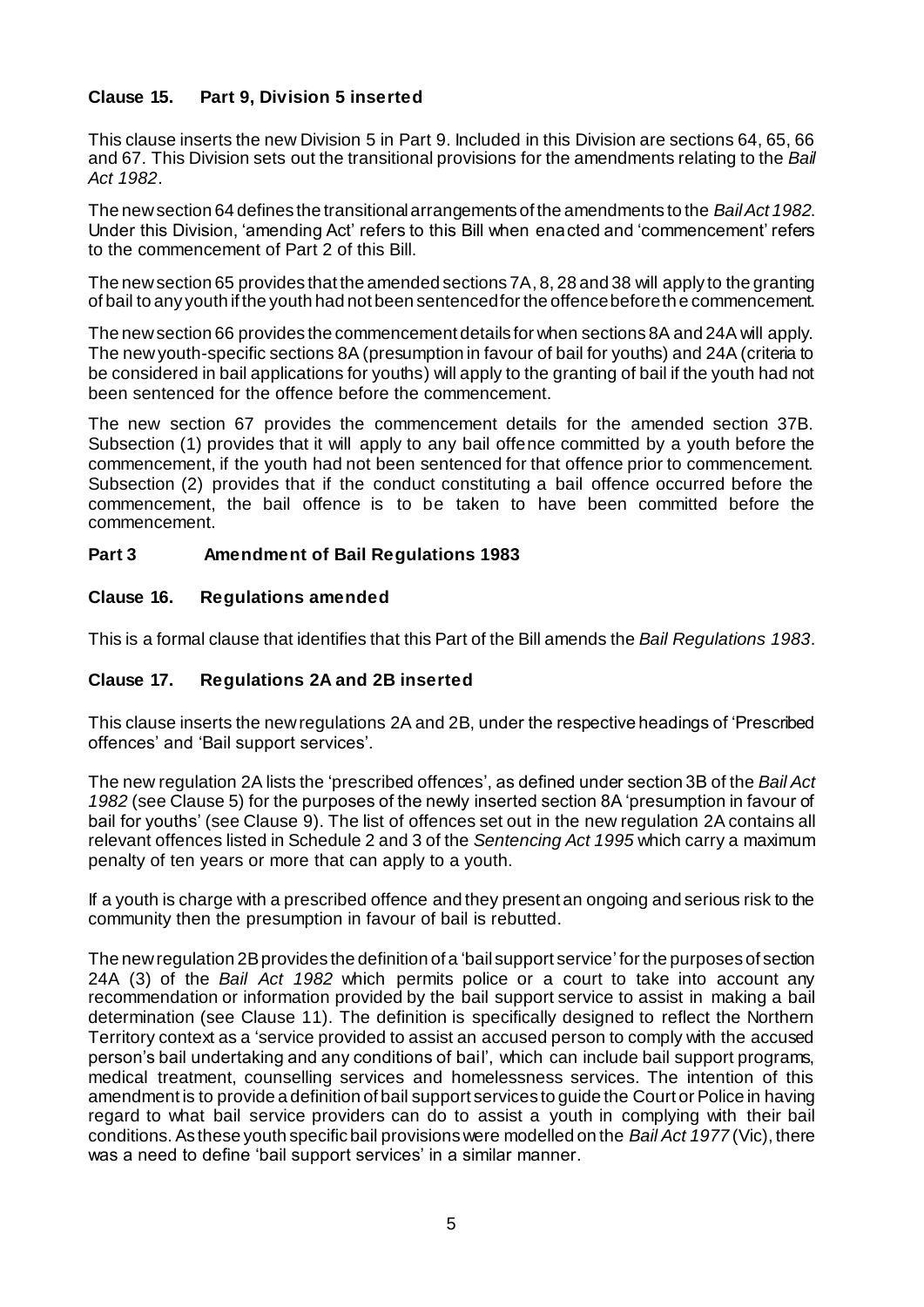### Clause 15. Part 9, Division 5 inserted

This clause inserts the new Division 5 in Part 9. Included in this Division are sections 64, 65, 66 and 67. This Division sets out the transitional provisions for the amendments relating to the *Bail Act 1982*.

The new section 64 defines the transitional arrangements of the amendments to the *Bail Act 1982*. Under this Division, 'amending Act' refers to this Bill when enacted and 'commencement' refers to the commencement of Part 2 of this Bill.

The new section 65 provides that the amended sections 7A, 8, 28 and 38 will apply to the granting of bail to any youth if the youth had not been sentenced for the offence before the commencement.

The new section 66 provides the commencement details for when sections 8A and 24A will apply. The new youth-specific sections 8A (presumption in favour of bail for youths) and 24A (criteria to be considered in bail applications for youths) will apply to the granting of bail if the youth had not been sentenced for the offence before the commencement.

The new section 67 provides the commencement details for the amended section 37B. Subsection (1) provides that it will apply to any bail offence committed by a youth before the commencement, if the youth had not been sentenced for that offence prior to commencement. Subsection (2) provides that if the conduct constituting a bail offence occurred before the commencement, the bail offence is to be taken to have been committed before the commencement.

## Part 3 Amendment of Bail Regulations 1983

### Clause 16. Regulations amended

This is a formal clause that identifies that this Part of the Bill amends the *Bail Regulations 1983*.

### Clause 17. Regulations 2A and 2B inserted

This clause inserts the new regulations 2A and 2B, under the respective headings of 'Prescribed offences' and 'Bail support services'.

The new regulation 2A lists the 'prescribed offences', as defined under section 3B of the *Bail Act 1982* (see Clause 5) for the purposes of the newly inserted section 8A 'presumption in favour of bail for youths' (see Clause 9). The list of offences set out in the new regulation 2A contains all relevant offences listed in Schedule 2 and 3 of the *Sentencing Act 1995* which carry a maximum penalty of ten years or more that can apply to a youth.

If a youth is charge with a prescribed offence and they present an ongoing and serious risk to the community then the presumption in favour of bail is rebutted.

The new regulation 2B provides the definition of a 'bail support service' for the purposes of section 24A (3) of the *Bail Act 1982* which permits police or a court to take into account any recommendation or information provided by the bail support service to assist in making a bail determination (see Clause 11). The definition is specifically designed to reflect the Northern Territory context as a 'service provided to assist an accused person to comply with the accused person's bail undertaking and any conditions of bail', which can include bail support programs, medical treatment, counselling services and homelessness services. The intention of this amendment is to provide a definition of bail support services to guide the Court or Police in having regard to what bail service providers can do to assist a youth in complying with their bail conditions. As these youth specific bail provisions were modelled on the *Bail Act 1977* (Vic), there was a need to define 'bail support services' in a similar manner.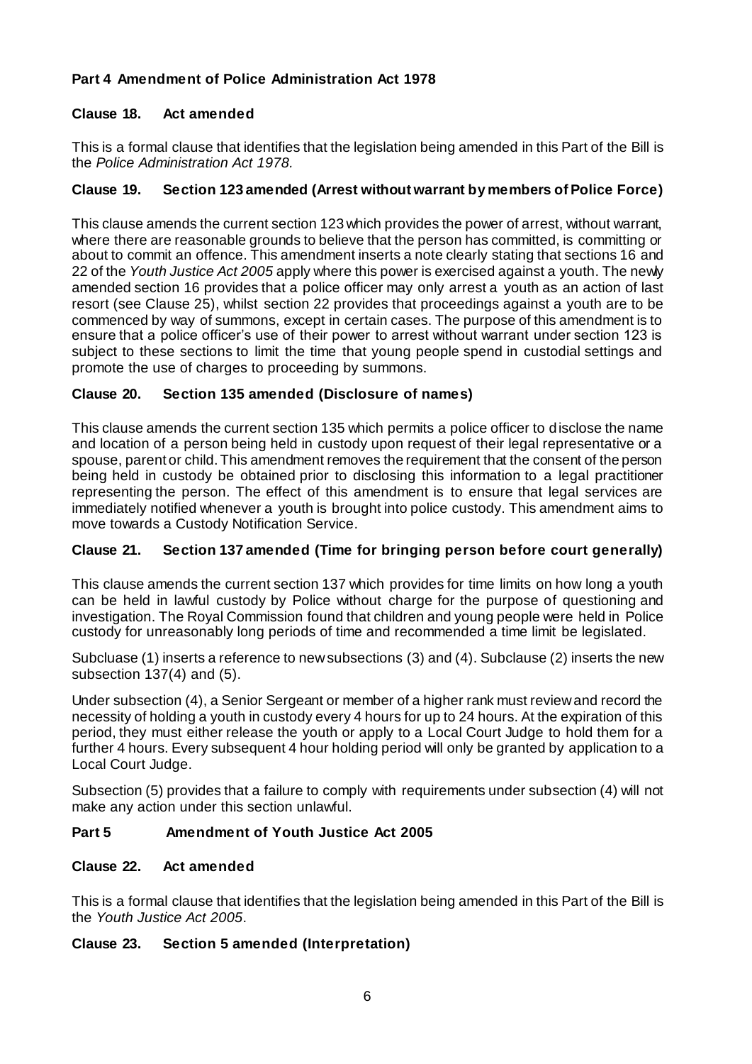## Part 4 Amendment of Police Administration Act 1978

### Clause 18. Act amended

This is a formal clause that identifies that the legislation being amended in this Part of the Bill is the *Police Administration Act 1978.*

### Clause 19. Section 123 amended (Arrest without warrant by members of Police Force)

This clause amends the current section 123 which provides the power of arrest, without warrant, where there are reasonable grounds to believe that the person has committed, is committing or about to commit an offence. This amendment inserts a note clearly stating that sections 16 and 22 of the *Youth Justice Act 2005* apply where this power is exercised against a youth. The newly amended section 16 provides that a police officer may only arrest a youth as an action of last resort (see Clause 25), whilst section 22 provides that proceedings against a youth are to be commenced by way of summons, except in certain cases. The purpose of this amendment is to ensure that a police officer's use of their power to arrest without warrant under section 123 is subject to these sections to limit the time that young people spend in custodial settings and promote the use of charges to proceeding by summons.

### Clause 20. Section 135 amended (Disclosure of names)

This clause amends the current section 135 which permits a police officer to disclose the name and location of a person being held in custody upon request of their legal representative or a spouse, parent or child. This amendment removes the requirement that the consent of the person being held in custody be obtained prior to disclosing this information to a legal practitioner representing the person. The effect of this amendment is to ensure that legal services are immediately notified whenever a youth is brought into police custody. This amendment aims to move towards a Custody Notification Service.

### Clause 21. Section 137 amended (Time for bringing person before court generally)

This clause amends the current section 137 which provides for time limits on how long a youth can be held in lawful custody by Police without charge for the purpose of questioning and investigation. The Royal Commission found that children and young people were held in Police custody for unreasonably long periods of time and recommended a time limit be legislated.

Subcluase (1) inserts a reference to new subsections (3) and (4). Subclause (2) inserts the new subsection 137(4) and (5).

Under subsection (4), a Senior Sergeant or member of a higher rank must review and record the necessity of holding a youth in custody every 4 hours for up to 24 hours. At the expiration of this period, they must either release the youth or apply to a Local Court Judge to hold them for a further 4 hours. Every subsequent 4 hour holding period will only be granted by application to a Local Court Judge.

Subsection (5) provides that a failure to comply with requirements under subsection (4) will not make any action under this section unlawful.

## Part 5 Amendment of Youth Justice Act 2005

### Clause 22. Act amended

This is a formal clause that identifies that the legislation being amended in this Part of the Bill is the *Youth Justice Act 2005*.

### Clause 23. Section 5 amended (Interpretation)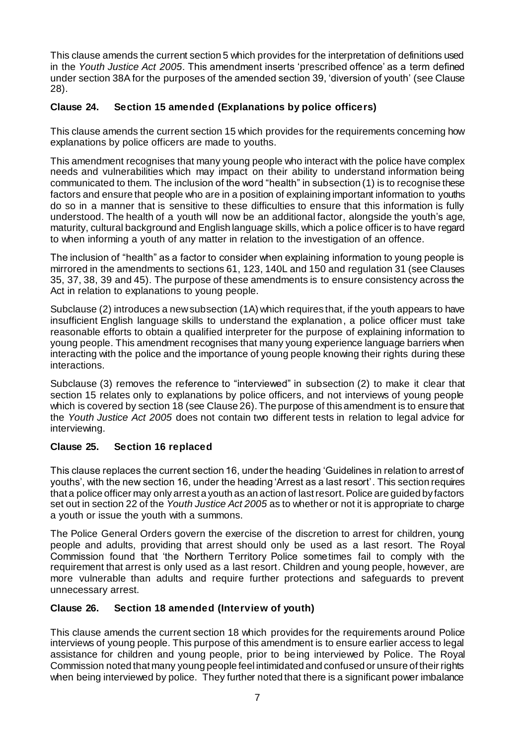This clause amends the current section 5 which provides for the interpretation of definitions used in the *Youth Justice Act 2005*. This amendment inserts 'prescribed offence' as a term defined under section 38A for the purposes of the amended section 39, 'diversion of youth' (see Clause 28).

### Clause 24. Section 15 amended (Explanations by police officers)

This clause amends the current section 15 which provides for the requirements concerning how explanations by police officers are made to youths.

This amendment recognises that many young people who interact with the police have complex needs and vulnerabilities which may impact on their ability to understand information being communicated to them. The inclusion of the word "health" in subsection (1) is to recognise these factors and ensure that people who are in a position of explaining important information to youths do so in a manner that is sensitive to these difficulties to ensure that this information is fully understood. The health of a youth will now be an additional factor, alongside the youth's age, maturity, cultural background and English language skills, which a police officer is to have regard to when informing a youth of any matter in relation to the investigation of an offence.

The inclusion of "health" as a factor to consider when explaining information to young people is mirrored in the amendments to sections 61, 123, 140L and 150 and regulation 31 (see Clauses 35, 37, 38, 39 and 45). The purpose of these amendments is to ensure consistency across the Act in relation to explanations to young people.

Subclause (2) introduces a new subsection (1A) which requires that, if the youth appears to have insufficient English language skills to understand the explanation, a police officer must take reasonable efforts to obtain a qualified interpreter for the purpose of explaining information to young people. This amendment recognises that many young experience language barriers when interacting with the police and the importance of young people knowing their rights during these interactions.

Subclause (3) removes the reference to "interviewed" in subsection (2) to make it clear that section 15 relates only to explanations by police officers, and not interviews of young people which is covered by section 18 (see Clause 26). The purpose of this amendment is to ensure that the *Youth Justice Act 2005* does not contain two different tests in relation to legal advice for interviewing.

### Clause 25. Section 16 replaced

This clause replaces the current section 16, under the heading 'Guidelines in relation to arrest of youths', with the new section 16, under the heading 'Arrest as a last resort'. This section requires that a police officer may only arrest a youth as an action of last resort. Police are guided by factors set out in section 22 of the *Youth Justice Act 2005* as to whether or not it is appropriate to charge a youth or issue the youth with a summons.

The Police General Orders govern the exercise of the discretion to arrest for children, young people and adults, providing that arrest should only be used as a last resort. The Royal Commission found that 'the Northern Territory Police sometimes fail to comply with the requirement that arrest is only used as a last resort. Children and young people, however, are more vulnerable than adults and require further protections and safeguards to prevent unnecessary arrest.

### Clause 26. Section 18 amended (Interview of youth)

This clause amends the current section 18 which provides for the requirements around Police interviews of young people. This purpose of this amendment is to ensure earlier access to legal assistance for children and young people, prior to being interviewed by Police. The Royal Commission noted that many young people feel intimidated and confused or unsure of their rights when being interviewed by police. They further noted that there is a significant power imbalance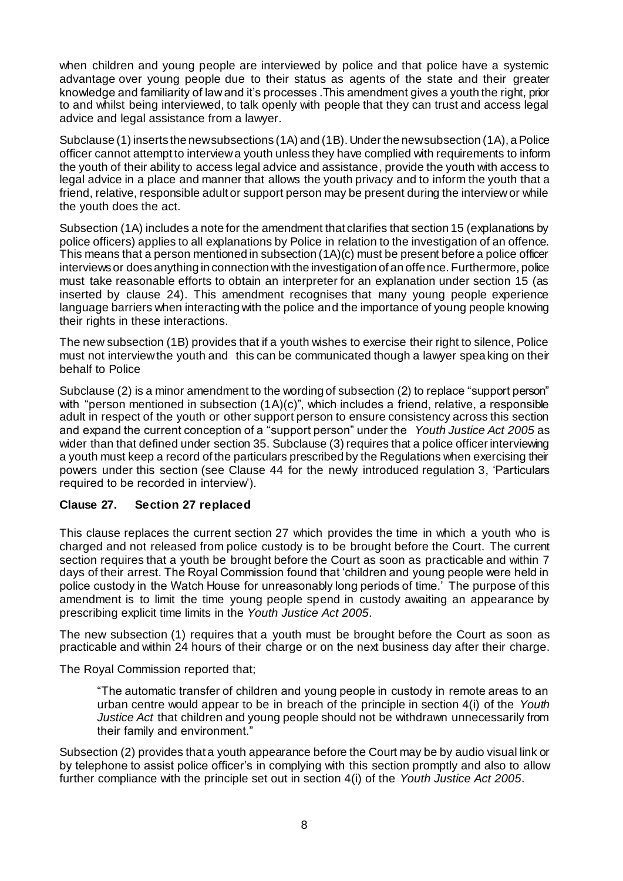when children and young people are interviewed by police and that police have a systemic advantage over young people due to their status as agents of the state and their greater knowledge and familiarity of law and it's processes .This amendment gives a youth the right, prior to and whilst being interviewed, to talk openly with people that they can trust and access legal advice and legal assistance from a lawyer.

Subclause (1) inserts the new subsections (1A) and (1B). Under the new subsection (1A), a Police officer cannot attempt to interview a youth unless they have complied with requirements to inform the youth of their ability to access legal advice and assistance, provide the youth with access to legal advice in a place and manner that allows the youth privacy and to inform the youth that a friend, relative, responsible adult or support person may be present during the interview or while the youth does the act.

Subsection (1A) includes a note for the amendment that clarifies that section 15 (explanations by police officers) applies to all explanations by Police in relation to the investigation of an offence. This means that a person mentioned in subsection (1A)(c) must be present before a police officer interviews or does anything in connection with the investigation of an offence. Furthermore, police must take reasonable efforts to obtain an interpreter for an explanation under section 15 (as inserted by clause 24). This amendment recognises that many young people experience language barriers when interacting with the police and the importance of young people knowing their rights in these interactions.

The new subsection (1B) provides that if a youth wishes to exercise their right to silence, Police must not interview the youth and this can be communicated though a lawyer speaking on their behalf to Police

Subclause (2) is a minor amendment to the wording of subsection (2) to replace "support person" with "person mentioned in subsection (1A)(c)", which includes a friend, relative, a responsible adult in respect of the youth or other support person to ensure consistency across this section and expand the current conception of a "support person" under the *Youth Justice Act 2005* as wider than that defined under section 35. Subclause (3) requires that a police officer interviewing a youth must keep a record of the particulars prescribed by the Regulations when exercising their powers under this section (see Clause 44 for the newly introduced regulation 3, 'Particulars required to be recorded in interview').

### Clause 27. Section 27 replaced

This clause replaces the current section 27 which provides the time in which a youth who is charged and not released from police custody is to be brought before the Court. The current section requires that a youth be brought before the Court as soon as practicable and within 7 days of their arrest. The Royal Commission found that 'children and young people were held in police custody in the Watch House for unreasonably long periods of time.' The purpose of this amendment is to limit the time young people spend in custody awaiting an appearance by prescribing explicit time limits in the *Youth Justice Act 2005*.

The new subsection (1) requires that a youth must be brought before the Court as soon as practicable and within 24 hours of their charge or on the next business day after their charge.

The Royal Commission reported that;

> "The automatic transfer of children and young people in custody in remote areas to an urban centre would appear to be in breach of the principle in section 4(i) of the *Youth Justice Act* that children and young people should not be withdrawn unnecessarily from their family and environment."

Subsection (2) provides that a youth appearance before the Court may be by audio visual link or by telephone to assist police officer's in complying with this section promptly and also to allow further compliance with the principle set out in section 4(i) of the *Youth Justice Act 2005*.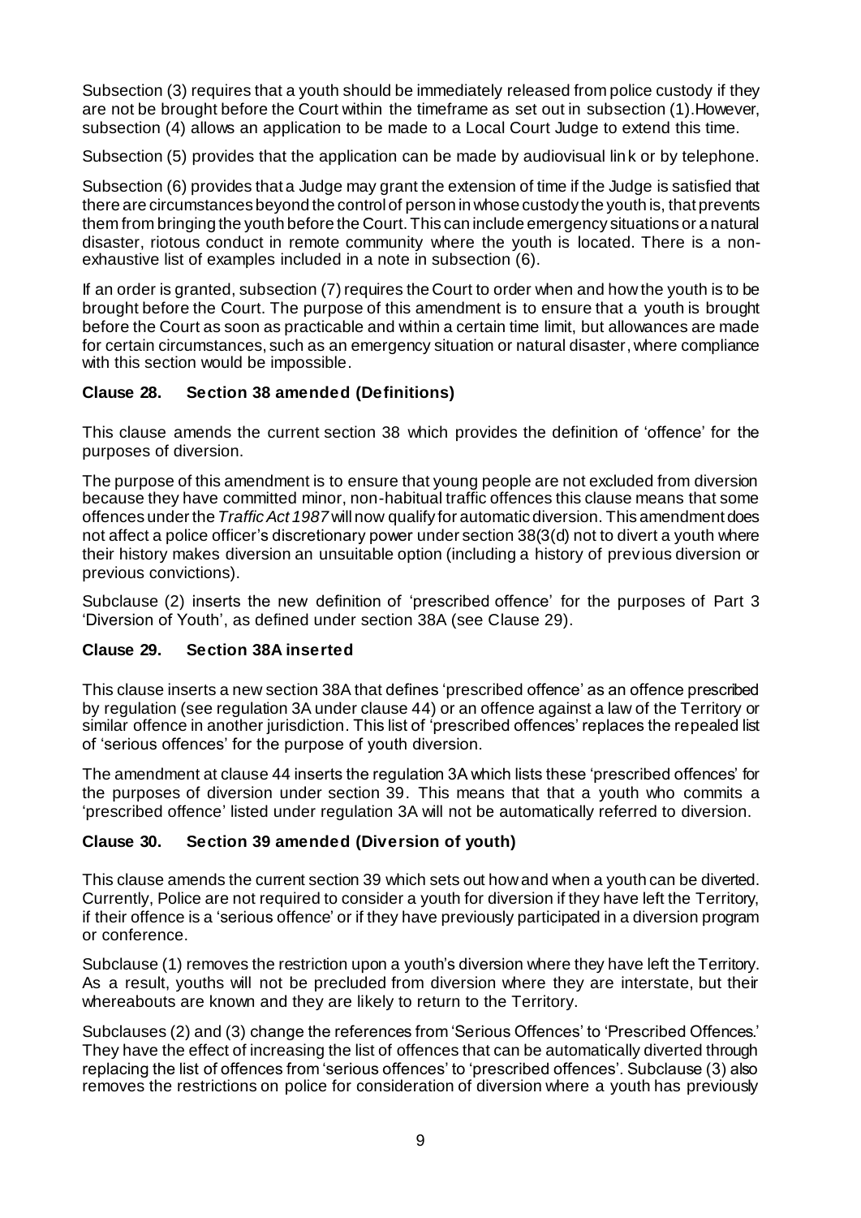Subsection (3) requires that a youth should be immediately released from police custody if they are not be brought before the Court within the timeframe as set out in subsection (1).However, subsection (4) allows an application to be made to a Local Court Judge to extend this time.

Subsection (5) provides that the application can be made by audiovisual link or by telephone.

Subsection (6) provides that a Judge may grant the extension of time if the Judge is satisfied that there are circumstances beyond the control of person in whose custody the youth is, that prevents them from bringing the youth before the Court. This can include emergency situations or a natural disaster, riotous conduct in remote community where the youth is located. There is a non-exhaustive list of examples included in a note in subsection (6).

If an order is granted, subsection (7) requires the Court to order when and how the youth is to be brought before the Court. The purpose of this amendment is to ensure that a youth is brought before the Court as soon as practicable and within a certain time limit, but allowances are made for certain circumstances, such as an emergency situation or natural disaster, where compliance with this section would be impossible.

### Clause 28. Section 38 amended (Definitions)

This clause amends the current section 38 which provides the definition of 'offence' for the purposes of diversion.

The purpose of this amendment is to ensure that young people are not excluded from diversion because they have committed minor, non-habitual traffic offences this clause means that some offences under the *Traffic Act 1987* will now qualify for automatic diversion. This amendment does not affect a police officer's discretionary power under section 38(3(d) not to divert a youth where their history makes diversion an unsuitable option (including a history of previous diversion or previous convictions).

Subclause (2) inserts the new definition of 'prescribed offence' for the purposes of Part 3 'Diversion of Youth', as defined under section 38A (see Clause 29).

### Clause 29. Section 38A inserted

This clause inserts a new section 38A that defines 'prescribed offence' as an offence prescribed by regulation (see regulation 3A under clause 44) or an offence against a law of the Territory or similar offence in another jurisdiction. This list of 'prescribed offences' replaces the repealed list of 'serious offences' for the purpose of youth diversion.

The amendment at clause 44 inserts the regulation 3A which lists these 'prescribed offences' for the purposes of diversion under section 39. This means that that a youth who commits a 'prescribed offence' listed under regulation 3A will not be automatically referred to diversion.

### Clause 30. Section 39 amended (Diversion of youth)

This clause amends the current section 39 which sets out how and when a youth can be diverted. Currently, Police are not required to consider a youth for diversion if they have left the Territory, if their offence is a 'serious offence' or if they have previously participated in a diversion program or conference.

Subclause (1) removes the restriction upon a youth's diversion where they have left the Territory. As a result, youths will not be precluded from diversion where they are interstate, but their whereabouts are known and they are likely to return to the Territory.

Subclauses (2) and (3) change the references from 'Serious Offences' to 'Prescribed Offences.' They have the effect of increasing the list of offences that can be automatically diverted through replacing the list of offences from 'serious offences' to 'prescribed offences'. Subclause (3) also removes the restrictions on police for consideration of diversion where a youth has previously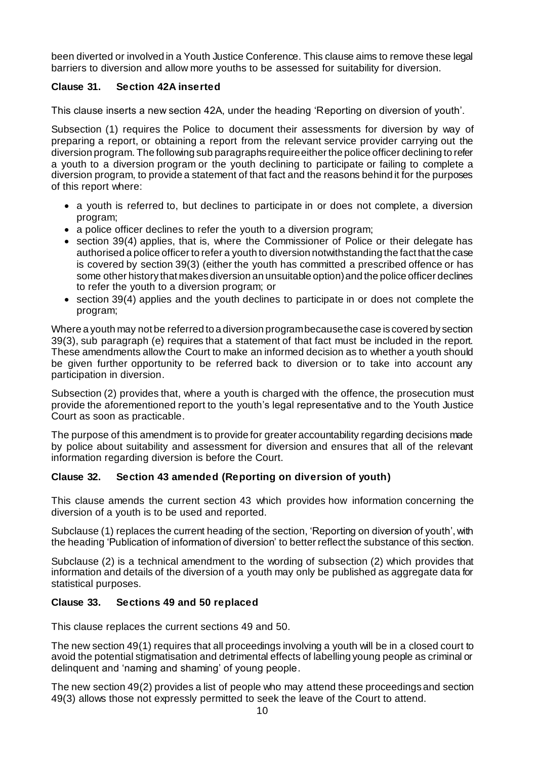been diverted or involved in a Youth Justice Conference. This clause aims to remove these legal barriers to diversion and allow more youths to be assessed for suitability for diversion.

### Clause 31. Section 42A inserted

This clause inserts a new section 42A, under the heading 'Reporting on diversion of youth'.

Subsection (1) requires the Police to document their assessments for diversion by way of preparing a report, or obtaining a report from the relevant service provider carrying out the diversion program. The following sub paragraphs require either the police officer declining to refer a youth to a diversion program or the youth declining to participate or failing to complete a diversion program, to provide a statement of that fact and the reasons behind it for the purposes of this report where:

- a youth is referred to, but declines to participate in or does not complete, a diversion program;
- a police officer declines to refer the youth to a diversion program;
- section 39(4) applies, that is, where the Commissioner of Police or their delegate has authorised a police officer to refer a youth to diversion notwithstanding the fact that the case is covered by section 39(3) (either the youth has committed a prescribed offence or has some other history that makes diversion an unsuitable option) and the police officer declines to refer the youth to a diversion program; or
- section 39(4) applies and the youth declines to participate in or does not complete the program;

Where a youth may not be referred to a diversion program because the case is covered by section 39(3), sub paragraph (e) requires that a statement of that fact must be included in the report. These amendments allow the Court to make an informed decision as to whether a youth should be given further opportunity to be referred back to diversion or to take into account any participation in diversion.

Subsection (2) provides that, where a youth is charged with the offence, the prosecution must provide the aforementioned report to the youth's legal representative and to the Youth Justice Court as soon as practicable.

The purpose of this amendment is to provide for greater accountability regarding decisions made by police about suitability and assessment for diversion and ensures that all of the relevant information regarding diversion is before the Court.

### Clause 32. Section 43 amended (Reporting on diversion of youth)

This clause amends the current section 43 which provides how information concerning the diversion of a youth is to be used and reported.

Subclause (1) replaces the current heading of the section, 'Reporting on diversion of youth', with the heading 'Publication of information of diversion' to better reflect the substance of this section.

Subclause (2) is a technical amendment to the wording of subsection (2) which provides that information and details of the diversion of a youth may only be published as aggregate data for statistical purposes.

### Clause 33. Sections 49 and 50 replaced

This clause replaces the current sections 49 and 50.

The new section 49(1) requires that all proceedings involving a youth will be in a closed court to avoid the potential stigmatisation and detrimental effects of labelling young people as criminal or delinquent and 'naming and shaming' of young people.

The new section 49(2) provides a list of people who may attend these proceedings and section 49(3) allows those not expressly permitted to seek the leave of the Court to attend.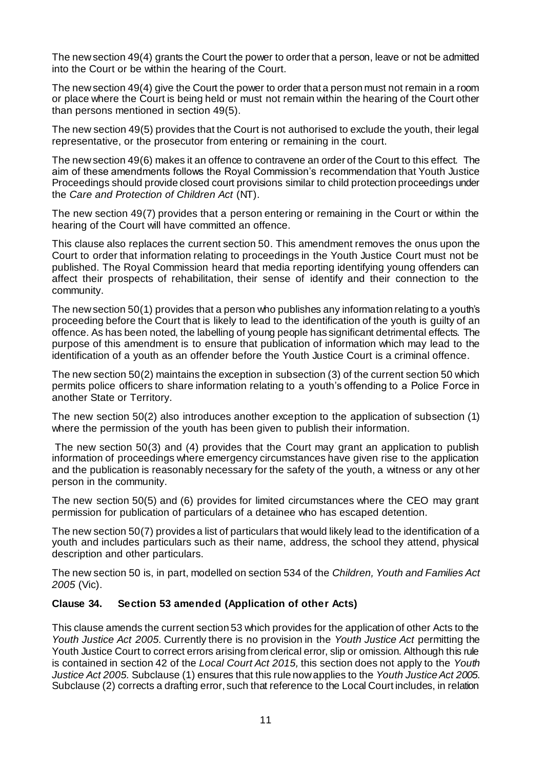The new section 49(4) grants the Court the power to order that a person, leave or not be admitted into the Court or be within the hearing of the Court.

The new section 49(4) give the Court the power to order that a person must not remain in a room or place where the Court is being held or must not remain within the hearing of the Court other than persons mentioned in section 49(5).

The new section 49(5) provides that the Court is not authorised to exclude the youth, their legal representative, or the prosecutor from entering or remaining in the court.

The new section 49(6) makes it an offence to contravene an order of the Court to this effect. The aim of these amendments follows the Royal Commission's recommendation that Youth Justice Proceedings should provide closed court provisions similar to child protection proceedings under the *Care and Protection of Children Act* (NT).

The new section 49(7) provides that a person entering or remaining in the Court or within the hearing of the Court will have committed an offence.

This clause also replaces the current section 50. This amendment removes the onus upon the Court to order that information relating to proceedings in the Youth Justice Court must not be published. The Royal Commission heard that media reporting identifying young offenders can affect their prospects of rehabilitation, their sense of identify and their connection to the community.

The new section 50(1) provides that a person who publishes any information relating to a youth's proceeding before the Court that is likely to lead to the identification of the youth is guilty of an offence. As has been noted, the labelling of young people has significant detrimental effects. The purpose of this amendment is to ensure that publication of information which may lead to the identification of a youth as an offender before the Youth Justice Court is a criminal offence.

The new section 50(2) maintains the exception in subsection (3) of the current section 50 which permits police officers to share information relating to a youth's offending to a Police Force in another State or Territory.

The new section 50(2) also introduces another exception to the application of subsection (1) where the permission of the youth has been given to publish their information.

The new section 50(3) and (4) provides that the Court may grant an application to publish information of proceedings where emergency circumstances have given rise to the application and the publication is reasonably necessary for the safety of the youth, a witness or any other person in the community.

The new section 50(5) and (6) provides for limited circumstances where the CEO may grant permission for publication of particulars of a detainee who has escaped detention.

The new section 50(7) provides a list of particulars that would likely lead to the identification of a youth and includes particulars such as their name, address, the school they attend, physical description and other particulars.

The new section 50 is, in part, modelled on section 534 of the *Children, Youth and Families Act 2005* (Vic).

### Clause 34. Section 53 amended (Application of other Acts)

This clause amends the current section 53 which provides for the application of other Acts to the *Youth Justice Act 2005.* Currently there is no provision in the *Youth Justice Act* permitting the Youth Justice Court to correct errors arising from clerical error, slip or omission. Although this rule is contained in section 42 of the *Local Court Act 2015,* this section does not apply to the *Youth Justice Act 2005.* Subclause (1) ensures that this rule now applies to the *Youth Justice Act 2005.* Subclause (2) corrects a drafting error, such that reference to the Local Court includes, in relation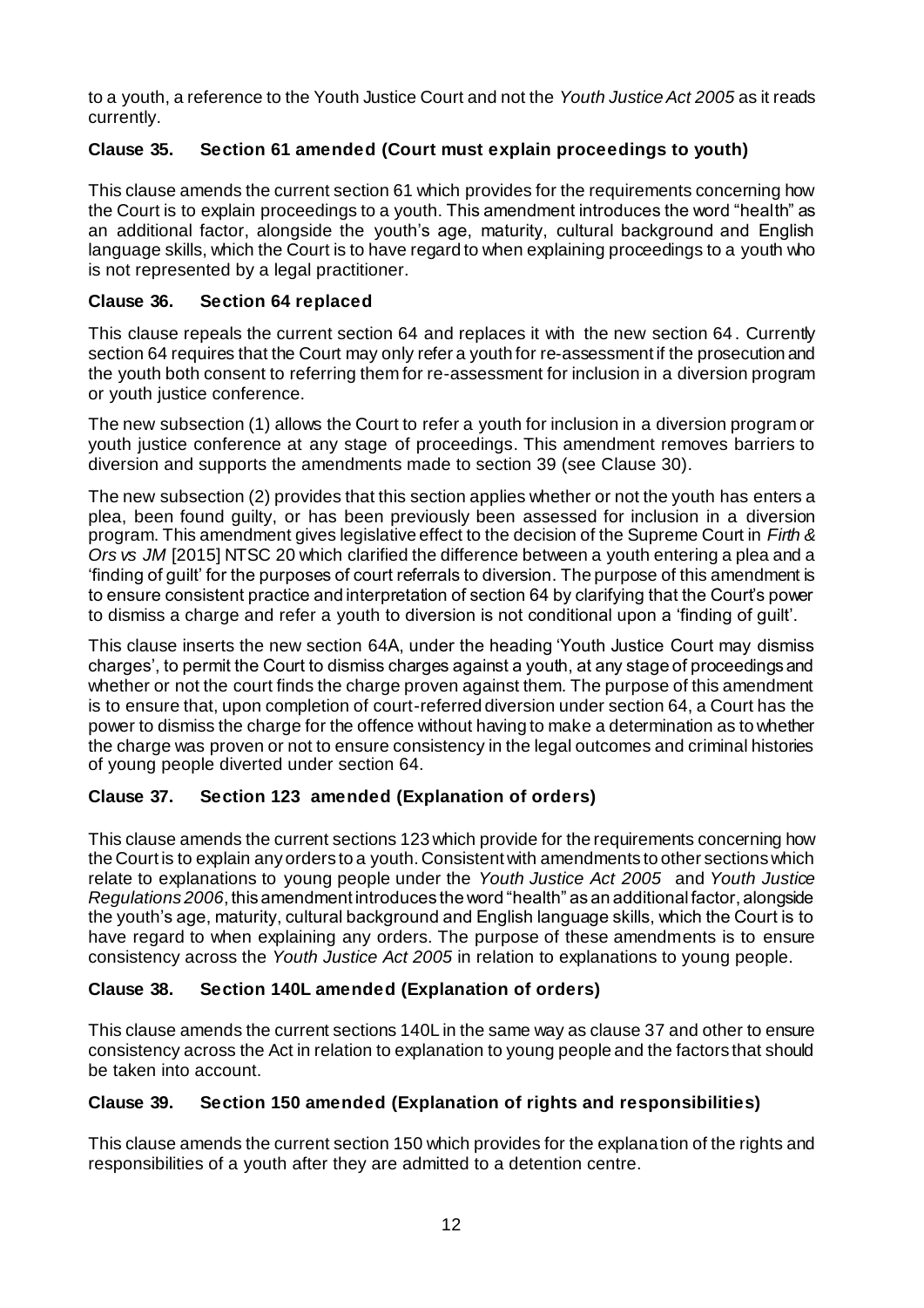to a youth, a reference to the Youth Justice Court and not the *Youth Justice Act 2005* as it reads currently.

### Clause 35. Section 61 amended (Court must explain proceedings to youth)

This clause amends the current section 61 which provides for the requirements concerning how the Court is to explain proceedings to a youth. This amendment introduces the word "health" as an additional factor, alongside the youth's age, maturity, cultural background and English language skills, which the Court is to have regard to when explaining proceedings to a youth who is not represented by a legal practitioner.

### Clause 36. Section 64 replaced

This clause repeals the current section 64 and replaces it with the new section 64. Currently section 64 requires that the Court may only refer a youth for re-assessment if the prosecution and the youth both consent to referring them for re-assessment for inclusion in a diversion program or youth justice conference.

The new subsection (1) allows the Court to refer a youth for inclusion in a diversion program or youth justice conference at any stage of proceedings. This amendment removes barriers to diversion and supports the amendments made to section 39 (see Clause 30).

The new subsection (2) provides that this section applies whether or not the youth has enters a plea, been found guilty, or has been previously been assessed for inclusion in a diversion program. This amendment gives legislative effect to the decision of the Supreme Court in *Firth & Ors vs JM* [2015] NTSC 20 which clarified the difference between a youth entering a plea and a 'finding of guilt' for the purposes of court referrals to diversion. The purpose of this amendment is to ensure consistent practice and interpretation of section 64 by clarifying that the Court's power to dismiss a charge and refer a youth to diversion is not conditional upon a 'finding of guilt'.

This clause inserts the new section 64A, under the heading 'Youth Justice Court may dismiss charges', to permit the Court to dismiss charges against a youth, at any stage of proceedings and whether or not the court finds the charge proven against them. The purpose of this amendment is to ensure that, upon completion of court-referred diversion under section 64, a Court has the power to dismiss the charge for the offence without having to make a determination as to whether the charge was proven or not to ensure consistency in the legal outcomes and criminal histories of young people diverted under section 64.

### Clause 37. Section 123 amended (Explanation of orders)

This clause amends the current sections 123 which provide for the requirements concerning how the Court is to explain any orders to a youth. Consistent with amendments to other sections which relate to explanations to young people under the *Youth Justice Act 2005* and *Youth Justice Regulations 2006*, this amendment introduces the word "health" as an additional factor, alongside the youth's age, maturity, cultural background and English language skills, which the Court is to have regard to when explaining any orders. The purpose of these amendments is to ensure consistency across the *Youth Justice Act 2005* in relation to explanations to young people.

### Clause 38. Section 140L amended (Explanation of orders)

This clause amends the current sections 140L in the same way as clause 37 and other to ensure consistency across the Act in relation to explanation to young people and the factors that should be taken into account.

### Clause 39. Section 150 amended (Explanation of rights and responsibilities)

This clause amends the current section 150 which provides for the explanation of the rights and responsibilities of a youth after they are admitted to a detention centre.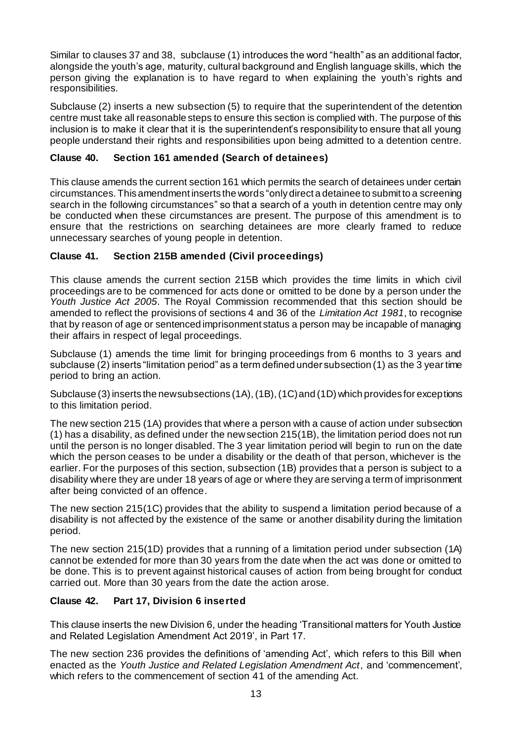Similar to clauses 37 and 38, subclause (1) introduces the word "health" as an additional factor, alongside the youth's age, maturity, cultural background and English language skills, which the person giving the explanation is to have regard to when explaining the youth's rights and responsibilities.

Subclause (2) inserts a new subsection (5) to require that the superintendent of the detention centre must take all reasonable steps to ensure this section is complied with. The purpose of this inclusion is to make it clear that it is the superintendent's responsibility to ensure that all young people understand their rights and responsibilities upon being admitted to a detention centre.

### Clause 40. Section 161 amended (Search of detainees)

This clause amends the current section 161 which permits the search of detainees under certain circumstances. This amendment inserts the words "only direct a detainee to submit to a screening search in the following circumstances" so that a search of a youth in detention centre may only be conducted when these circumstances are present. The purpose of this amendment is to ensure that the restrictions on searching detainees are more clearly framed to reduce unnecessary searches of young people in detention.

### Clause 41. Section 215B amended (Civil proceedings)

This clause amends the current section 215B which provides the time limits in which civil proceedings are to be commenced for acts done or omitted to be done by a person under the *Youth Justice Act 2005*. The Royal Commission recommended that this section should be amended to reflect the provisions of sections 4 and 36 of the *Limitation Act 1981*, to recognise that by reason of age or sentenced imprisonment status a person may be incapable of managing their affairs in respect of legal proceedings.

Subclause (1) amends the time limit for bringing proceedings from 6 months to 3 years and subclause (2) inserts "limitation period" as a term defined under subsection (1) as the 3 year time period to bring an action.

Subclause (3) inserts the new subsections (1A), (1B), (1C) and (1D) which provides for exceptions to this limitation period.

The new section 215 (1A) provides that where a person with a cause of action under subsection (1) has a disability, as defined under the new section 215(1B), the limitation period does not run until the person is no longer disabled. The 3 year limitation period will begin to run on the date which the person ceases to be under a disability or the death of that person, whichever is the earlier. For the purposes of this section, subsection (1B) provides that a person is subject to a disability where they are under 18 years of age or where they are serving a term of imprisonment after being convicted of an offence.

The new section 215(1C) provides that the ability to suspend a limitation period because of a disability is not affected by the existence of the same or another disability during the limitation period.

The new section 215(1D) provides that a running of a limitation period under subsection (1A) cannot be extended for more than 30 years from the date when the act was done or omitted to be done. This is to prevent against historical causes of action from being brought for conduct carried out. More than 30 years from the date the action arose.

### Clause 42. Part 17, Division 6 inserted

This clause inserts the new Division 6, under the heading 'Transitional matters for Youth Justice and Related Legislation Amendment Act 2019', in Part 17.

The new section 236 provides the definitions of 'amending Act', which refers to this Bill when enacted as the *Youth Justice and Related Legislation Amendment Act*, and 'commencement', which refers to the commencement of section 41 of the amending Act.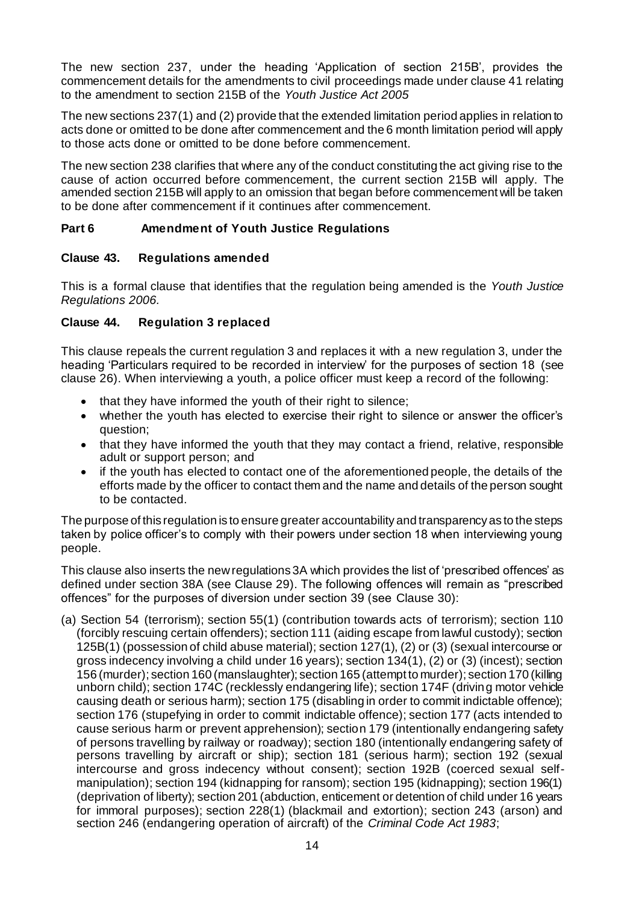The new section 237, under the heading 'Application of section 215B', provides the commencement details for the amendments to civil proceedings made under clause 41 relating to the amendment to section 215B of the *Youth Justice Act 2005*

The new sections 237(1) and (2) provide that the extended limitation period applies in relation to acts done or omitted to be done after commencement and the 6 month limitation period will apply to those acts done or omitted to be done before commencement.

The new section 238 clarifies that where any of the conduct constituting the act giving rise to the cause of action occurred before commencement, the current section 215B will apply. The amended section 215B will apply to an omission that began before commencement will be taken to be done after commencement if it continues after commencement.

## Part 6 Amendment of Youth Justice Regulations

### Clause 43. Regulations amended

This is a formal clause that identifies that the regulation being amended is the *Youth Justice Regulations 2006.*

### Clause 44. Regulation 3 replaced

This clause repeals the current regulation 3 and replaces it with a new regulation 3, under the heading 'Particulars required to be recorded in interview' for the purposes of section 18 (see clause 26). When interviewing a youth, a police officer must keep a record of the following:

- that they have informed the youth of their right to silence;
- whether the youth has elected to exercise their right to silence or answer the officer's question;
- that they have informed the youth that they may contact a friend, relative, responsible adult or support person; and
- if the youth has elected to contact one of the aforementioned people, the details of the efforts made by the officer to contact them and the name and details of the person sought to be contacted.

The purpose of this regulation is to ensure greater accountability and transparency as to the steps taken by police officer's to comply with their powers under section 18 when interviewing young people.

This clause also inserts the new regulations 3A which provides the list of 'prescribed offences' as defined under section 38A (see Clause 29). The following offences will remain as "prescribed offences" for the purposes of diversion under section 39 (see Clause 30):

(a) Section 54 (terrorism); section 55(1) (contribution towards acts of terrorism); section 110 (forcibly rescuing certain offenders); section 111 (aiding escape from lawful custody); section 125B(1) (possession of child abuse material); section 127(1), (2) or (3) (sexual intercourse or gross indecency involving a child under 16 years); section 134(1), (2) or (3) (incest); section 156 (murder); section 160 (manslaughter); section 165 (attempt to murder); section 170 (killing unborn child); section 174C (recklessly endangering life); section 174F (driving motor vehicle causing death or serious harm); section 175 (disabling in order to commit indictable offence); section 176 (stupefying in order to commit indictable offence); section 177 (acts intended to cause serious harm or prevent apprehension); section 179 (intentionally endangering safety of persons travelling by railway or roadway); section 180 (intentionally endangering safety of persons travelling by aircraft or ship); section 181 (serious harm); section 192 (sexual intercourse and gross indecency without consent); section 192B (coerced sexual self-manipulation); section 194 (kidnapping for ransom); section 195 (kidnapping); section 196(1) (deprivation of liberty); section 201 (abduction, enticement or detention of child under 16 years for immoral purposes); section 228(1) (blackmail and extortion); section 243 (arson) and section 246 (endangering operation of aircraft) of the *Criminal Code Act 1983*;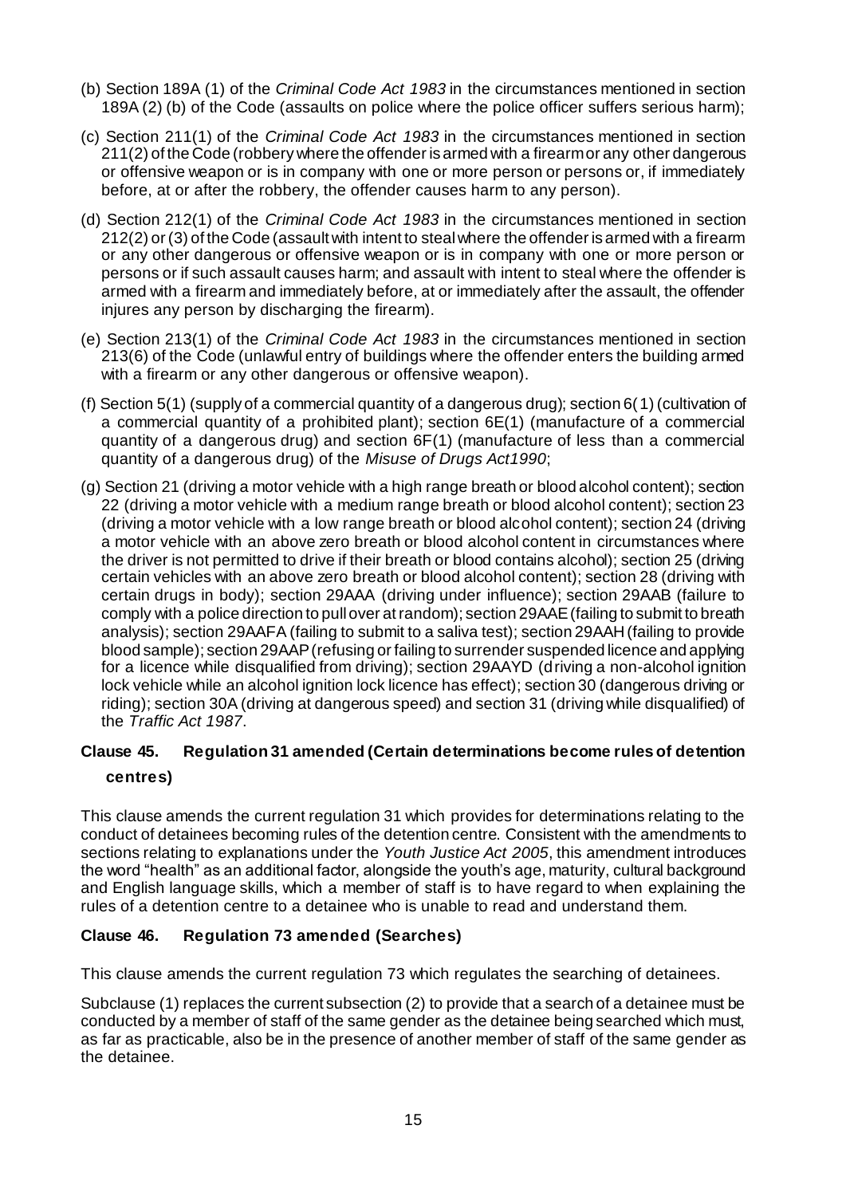(b) Section 189A (1) of the *Criminal Code Act 1983* in the circumstances mentioned in section 189A (2) (b) of the Code (assaults on police where the police officer suffers serious harm);

(c) Section 211(1) of the *Criminal Code Act 1983* in the circumstances mentioned in section 211(2) of the Code (robbery where the offender is armed with a firearm or any other dangerous or offensive weapon or is in company with one or more person or persons or, if immediately before, at or after the robbery, the offender causes harm to any person).

(d) Section 212(1) of the *Criminal Code Act 1983* in the circumstances mentioned in section 212(2) or (3) of the Code (assault with intent to steal where the offender is armed with a firearm or any other dangerous or offensive weapon or is in company with one or more person or persons or if such assault causes harm; and assault with intent to steal where the offender is armed with a firearm and immediately before, at or immediately after the assault, the offender injures any person by discharging the firearm).

(e) Section 213(1) of the *Criminal Code Act 1983* in the circumstances mentioned in section 213(6) of the Code (unlawful entry of buildings where the offender enters the building armed with a firearm or any other dangerous or offensive weapon).

(f) Section 5(1) (supply of a commercial quantity of a dangerous drug); section 6(1) (cultivation of a commercial quantity of a prohibited plant); section 6E(1) (manufacture of a commercial quantity of a dangerous drug) and section 6F(1) (manufacture of less than a commercial quantity of a dangerous drug) of the *Misuse of Drugs Act1990*;

(g) Section 21 (driving a motor vehicle with a high range breath or blood alcohol content); section 22 (driving a motor vehicle with a medium range breath or blood alcohol content); section 23 (driving a motor vehicle with a low range breath or blood alcohol content); section 24 (driving a motor vehicle with an above zero breath or blood alcohol content in circumstances where the driver is not permitted to drive if their breath or blood contains alcohol); section 25 (driving certain vehicles with an above zero breath or blood alcohol content); section 28 (driving with certain drugs in body); section 29AAA (driving under influence); section 29AAB (failure to comply with a police direction to pull over at random); section 29AAE (failing to submit to breath analysis); section 29AAFA (failing to submit to a saliva test); section 29AAH (failing to provide blood sample); section 29AAP (refusing or failing to surrender suspended licence and applying for a licence while disqualified from driving); section 29AAYD (driving a non-alcohol ignition lock vehicle while an alcohol ignition lock licence has effect); section 30 (dangerous driving or riding); section 30A (driving at dangerous speed) and section 31 (driving while disqualified) of the *Traffic Act 1987*.

**Clause 45. Regulation 31 amended (Certain determinations become rules of detention centres)**

This clause amends the current regulation 31 which provides for determinations relating to the conduct of detainees becoming rules under the detention centre. Consistent with the amendments to sections relating to explanations under the *Youth Justice Act 2005*, this amendment introduces the word "health" as an additional factor, alongside the youth's age, maturity, cultural background and English language skills, which a member of staff is to have regard to when explaining the rules of a detention centre to a detainee who is unable to read and understand them.

**Clause 46. Regulation 73 amended (Searches)**

This clause amends the current regulation 73 which regulates the searching of detainees.

Subclause (1) replaces the current subsection (2) to provide that a search of a detainee must be conducted by a member of staff of the same gender as the detainee being searched which must, as far as practicable, also be in the presence of another member of staff of the same gender as the detainee.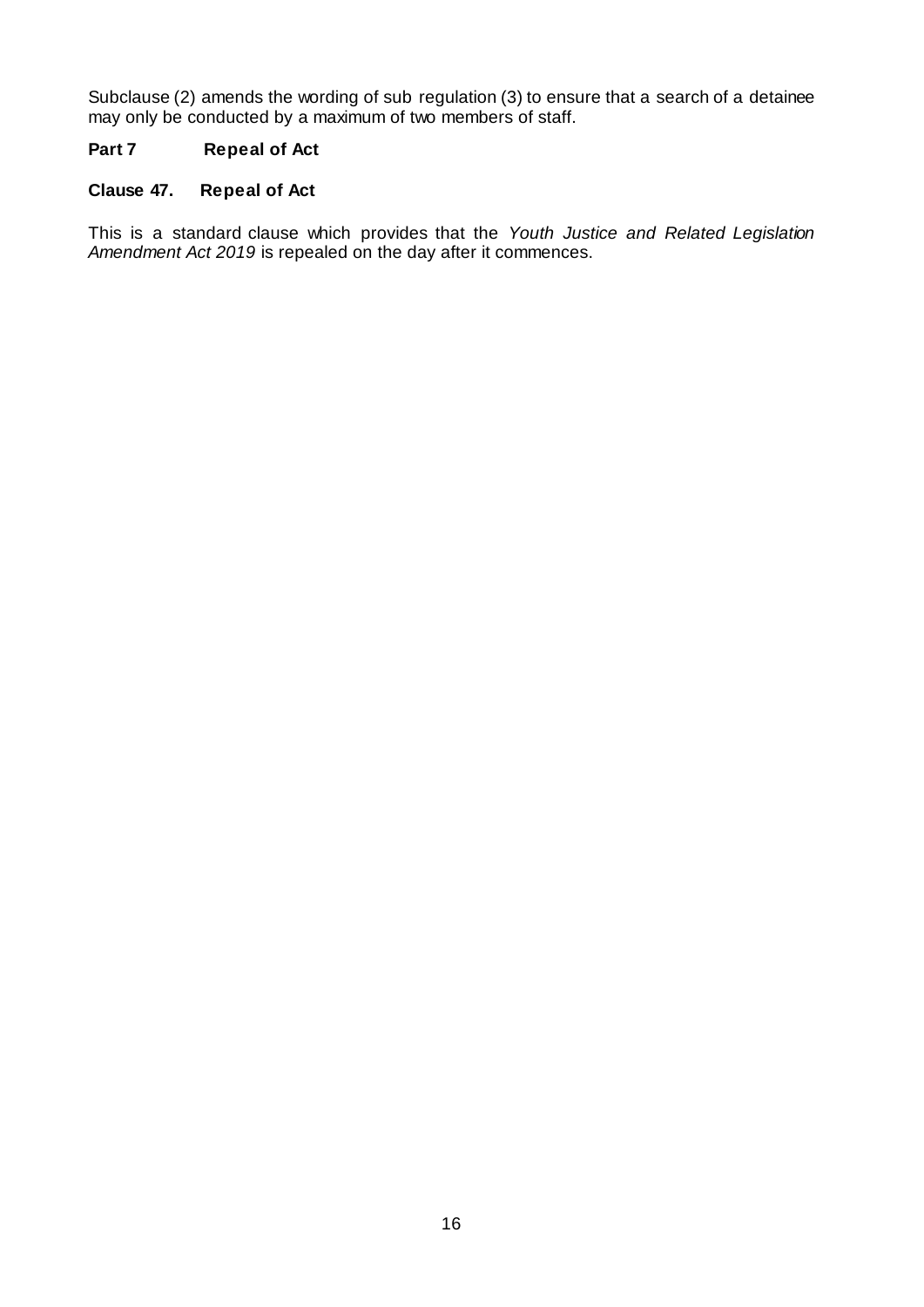Subclause (2) amends the wording of sub regulation (3) to ensure that a search of a detainee may only be conducted by a maximum of two members of staff.

## Part 7 Repeal of Act

### Clause 47. Repeal of Act

This is a standard clause which provides that the *Youth Justice and Related Legislation Amendment Act 2019* is repealed on the day after it commences.